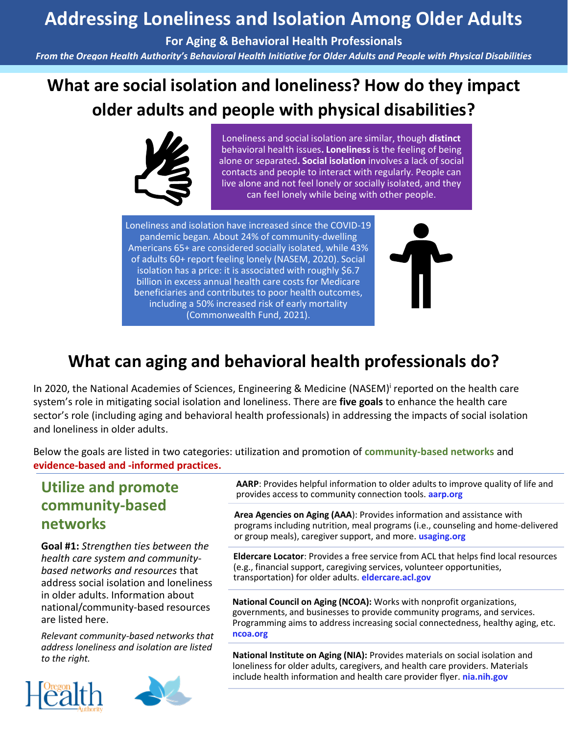# Addressing Loneliness and Isolation Among Older Adults

**For Aging & Behavioral Health Professionals**

*From the Oregon Health Authority's Behavioral Health Initiative for Older Adults and People with Physical Disabilities*

## What are social isolation and loneliness? How do they impact older adults and people with physical disabilities?

Loneliness and social isolation are similar, though **distinct** behavioral health issues**. Loneliness** is the feeling of being alone or separated**. Social isolation** involves a lack of social contacts and people to interact with regularly. People can live alone and not feel lonely or socially isolated, and they can feel lonely while being with other people.

Loneliness and isolation have increased since the COVID-19 pandemic began. About 24% of community-dwelling Americans 65+ are considered socially isolated, while 43% of adults 60+ report feeling lonely (NASEM, 2020). Social isolation has a price: it is associated with roughly $6.7 billion in excess annual health care costs for Medicare beneficiaries and contributes to poor health outcomes, including a 50% increased risk of early mortality (Commonwealth Fund, 2021).

## What can aging and behavioral health professionals do?

In 2020, the National Academies of Sciences, Engineering & Medicine (NASEM)[i] reported on the health care system's role in mitigating social isolation and loneliness. There are **five goals** to enhance the health care sector's role (including aging and behavioral health professionals) in addressing the impacts of social isolation and loneliness in older adults.

Below the goals are listed in two categories: utilization and promotion of **community-based networks** and **evidence-based and -informed practices.**

### Utilize and promote community-based networks

**Goal #1:** *Strengthen ties between the health care system and community-based networks and resources* that address social isolation and loneliness in older adults. Information about national/community-based resources are listed here.

*Relevant community-based networks that address loneliness and isolation are listed to the right.*

**AARP**: Provides helpful information to older adults to improve quality of life and provides access to community connection tools. **aarp.org**

**Area Agencies on Aging (AAA**): Provides information and assistance with programs including nutrition, meal programs (i.e., counseling and home-delivered or group meals), caregiver support, and more. **usaging.org**

**Eldercare Locator**: Provides a free service from ACL that helps find local resources (e.g., financial support, caregiving services, volunteer opportunities, transportation) for older adults. **eldercare.acl.gov**

**National Council on Aging (NCOA):** Works with nonprofit organizations, governments, and businesses to provide community programs, and services. Programming aims to address increasing social connectedness, healthy aging, etc. **ncoa.org**

**National Institute on Aging (NIA):** Provides materials on social isolation and loneliness for older adults, caregivers, and health care providers. Materials include health information and health care provider flyer. **nia.nih.gov**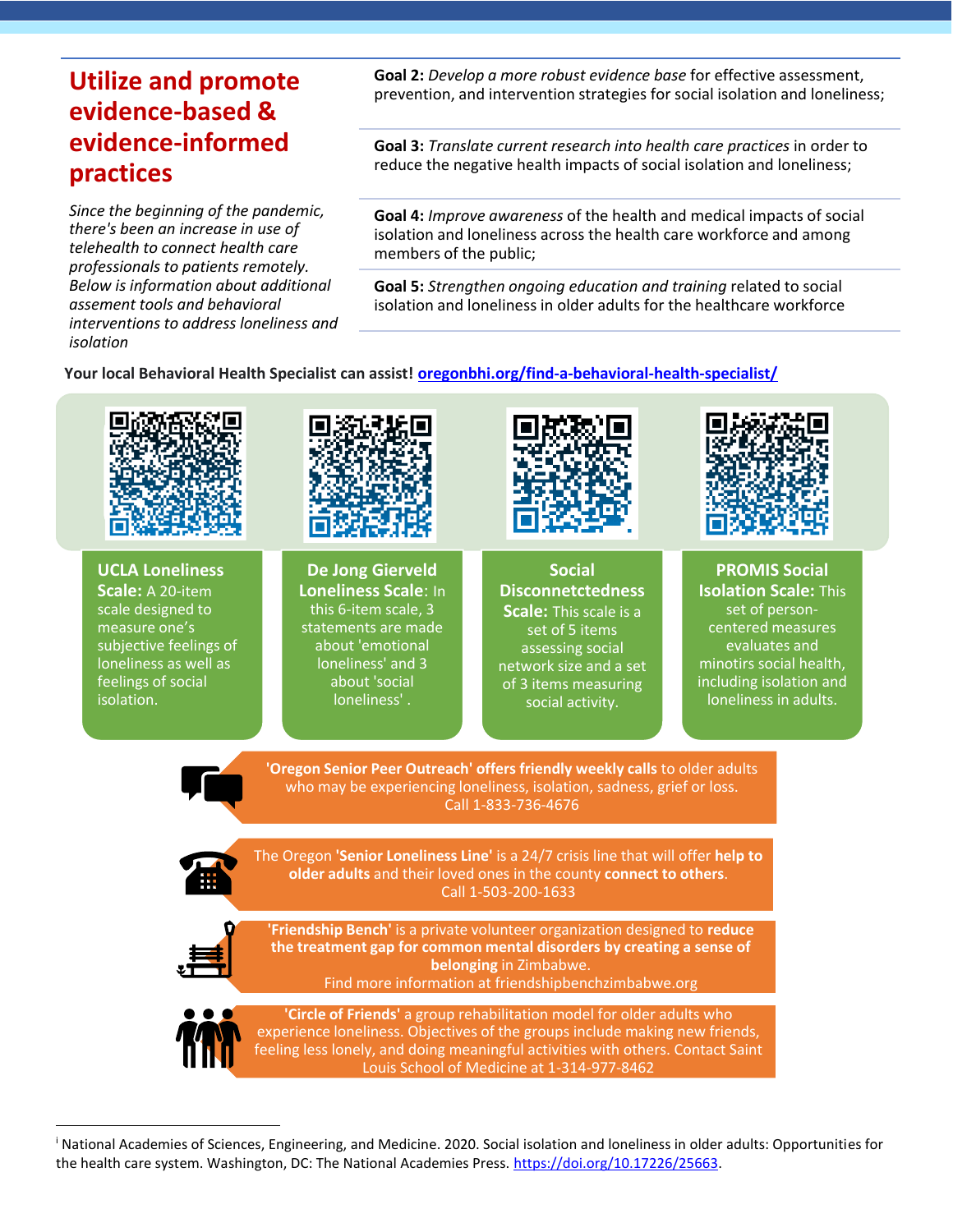## Utilize and promote evidence-based & evidence-informed practices

*Since the beginning of the pandemic, there's been an increase in use of telehealth to connect health care professionals to patients remotely. Below is information about additional assesment tools and behavioral interventions to address loneliness and isolation*

**Goal 2:** *Develop a more robust evidence base* for effective assessment, prevention, and intervention strategies for social isolation and loneliness;

**Goal 3:** *Translate current research into health care practices* in order to reduce the negative health impacts of social isolation and loneliness;

**Goal 4:** *Improve awareness* of the health and medical impacts of social isolation and loneliness across the health care workforce and among members of the public;

**Goal 5:** *Strengthen ongoing education and training* related to social isolation and loneliness in older adults for the healthcare workforce

**Your local Behavioral Health Specialist can assist! oregonbhi.org/find-a-behavioral-health-specialist/**

**UCLA Loneliness Scale:** A 20-item scale designed to measure one's subjective feelings of loneliness as well as feelings of social isolation.

**De Jong Gierveld Loneliness Scale**: In this 6-item scale, 3 statements are made about 'emotional loneliness' and 3 about 'social loneliness' .

**Social Disconnetctedness Scale:** This scale is a set of 5 items assessing social network size and a set of 3 items measuring social activity.

**PROMIS Social Isolation Scale:** This set of person-centered measures evaluates and minotirs social health, including isolation and loneliness in adults.

**'Oregon Senior Peer Outreach' offers friendly weekly calls** to older adults who may be experiencing loneliness, isolation, sadness, grief or loss. Call 1-833-736-4676

The Oregon **'Senior Loneliness Line'** is a 24/7 crisis line that will offer **help to older adults** and their loved ones in the county **connect to others**. Call 1-503-200-1633

**'Friendship Bench'** is a private volunteer organization designed to **reduce the treatment gap for common mental disorders by creating a sense of belonging** in Zimbabwe. Find more information at friendshipbenchzimbabwe.org

**'Circle of Friends'** a group rehabilitation model for older adults who experience loneliness. Objectives of the groups include making new friends, feeling less lonely, and doing meaningful activities with others. Contact Saint Louis School of Medicine at 1-314-977-8462

---

[i] National Academies of Sciences, Engineering, and Medicine. 2020. Social isolation and loneliness in older adults: Opportunities for the health care system. Washington, DC: The National Academies Press. https://doi.org/10.17226/25663.